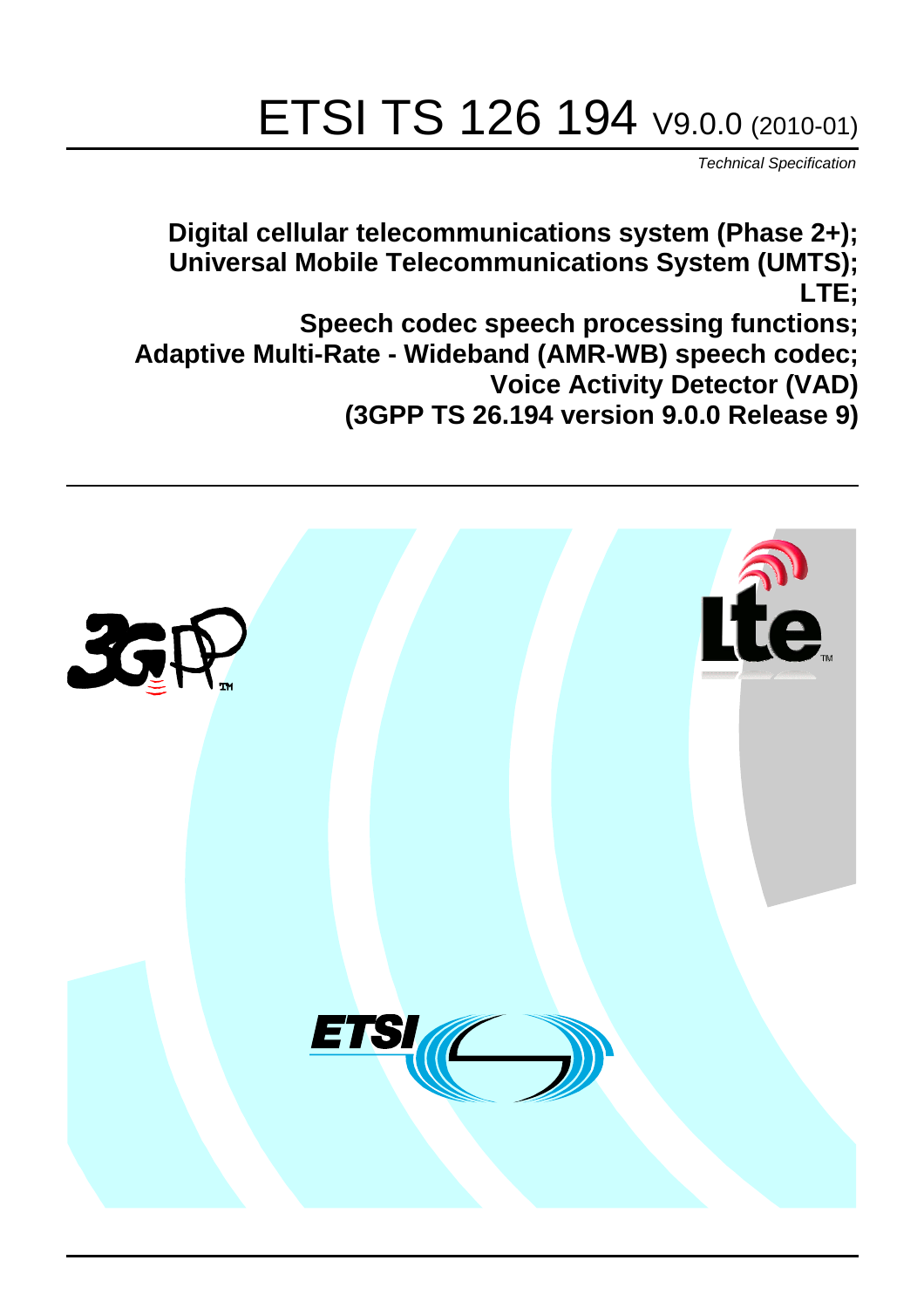# ETSI TS 126 194 V9.0.0 (2010-01)

*Technical Specification*

**Digital cellular telecommunications system (Phase 2+);**
**Universal Mobile Telecommunications System (UMTS);**
**LTE;**
**Speech codec speech processing functions;**
**Adaptive Multi-Rate - Wideband (AMR-WB) speech codec;**
**Voice Activity Detector (VAD)**
**(3GPP TS 26.194 version 9.0.0 Release 9)**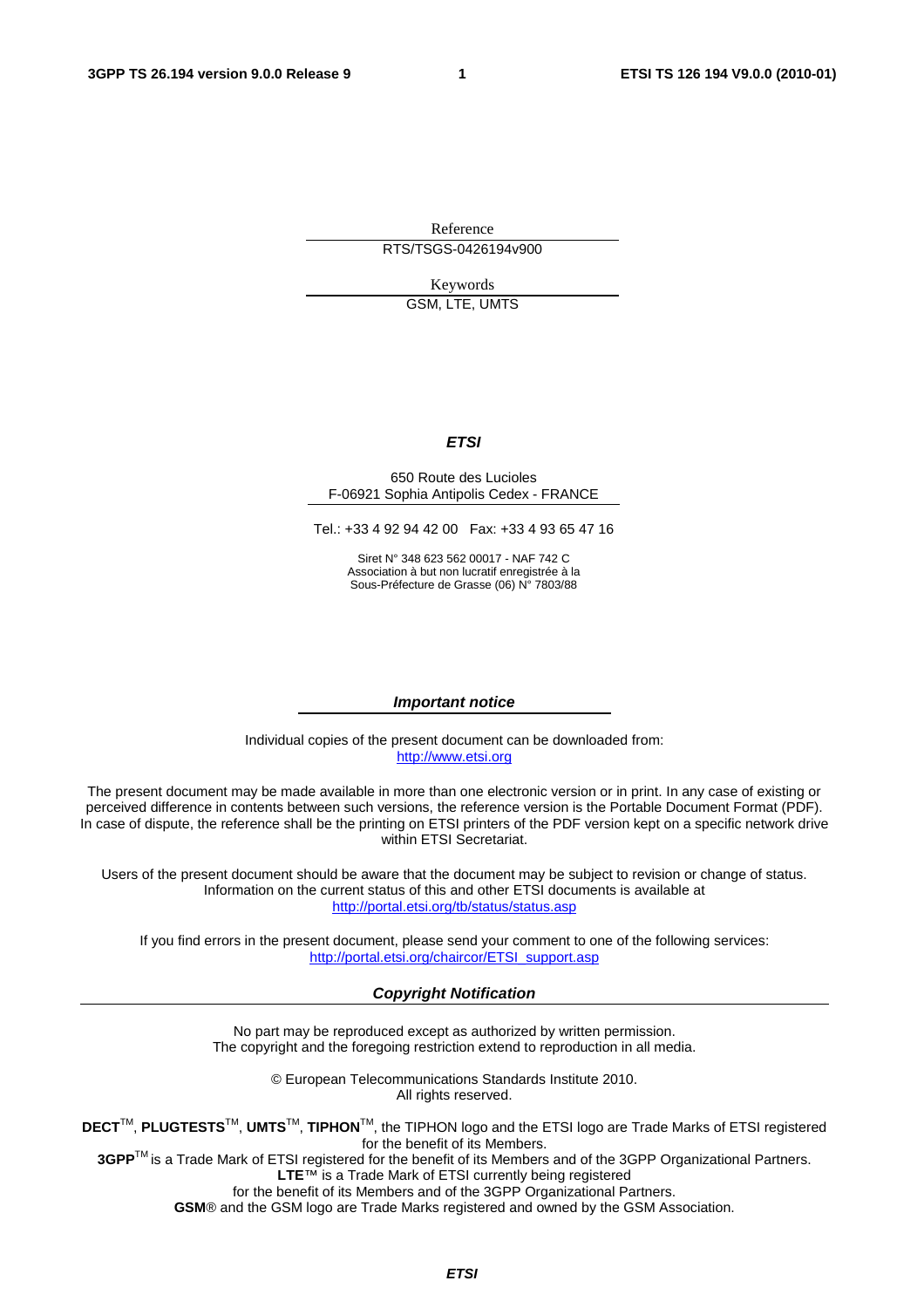Reference

RTS/TSGS-0426194v900

Keywords

GSM, LTE, UMTS

***ETSI***

650 Route des Lucioles
F-06921 Sophia Antipolis Cedex - FRANCE

Tel.: +33 4 92 94 42 00 Fax: +33 4 93 65 47 16

Siret N° 348 623 562 00017 - NAF 742 C
Association à but non lucratif enregistrée à la
Sous-Préfecture de Grasse (06) N° 7803/88

***Important notice***

Individual copies of the present document can be downloaded from:
http://www.etsi.org

The present document may be made available in more than one electronic version or in print. In any case of existing or perceived difference in contents between such versions, the reference version is the Portable Document Format (PDF). In case of dispute, the reference shall be the printing on ETSI printers of the PDF version kept on a specific network drive within ETSI Secretariat.

Users of the present document should be aware that the document may be subject to revision or change of status. Information on the current status of this and other ETSI documents is available at
http://portal.etsi.org/tb/status/status.asp

If you find errors in the present document, please send your comment to one of the following services:
http://portal.etsi.org/chaircor/ETSI_support.asp

***Copyright Notification***

No part may be reproduced except as authorized by written permission.
The copyright and the foregoing restriction extend to reproduction in all media.

© European Telecommunications Standards Institute 2010.
All rights reserved.

**DECT**TM, **PLUGTESTS**TM, **UMTS**TM, **TIPHON**TM, the TIPHON logo and the ETSI logo are Trade Marks of ETSI registered for the benefit of its Members.
**3GPP**TM is a Trade Mark of ETSI registered for the benefit of its Members and of the 3GPP Organizational Partners.
**LTE**™ is a Trade Mark of ETSI currently being registered
for the benefit of its Members and of the 3GPP Organizational Partners.
**GSM**® and the GSM logo are Trade Marks registered and owned by the GSM Association.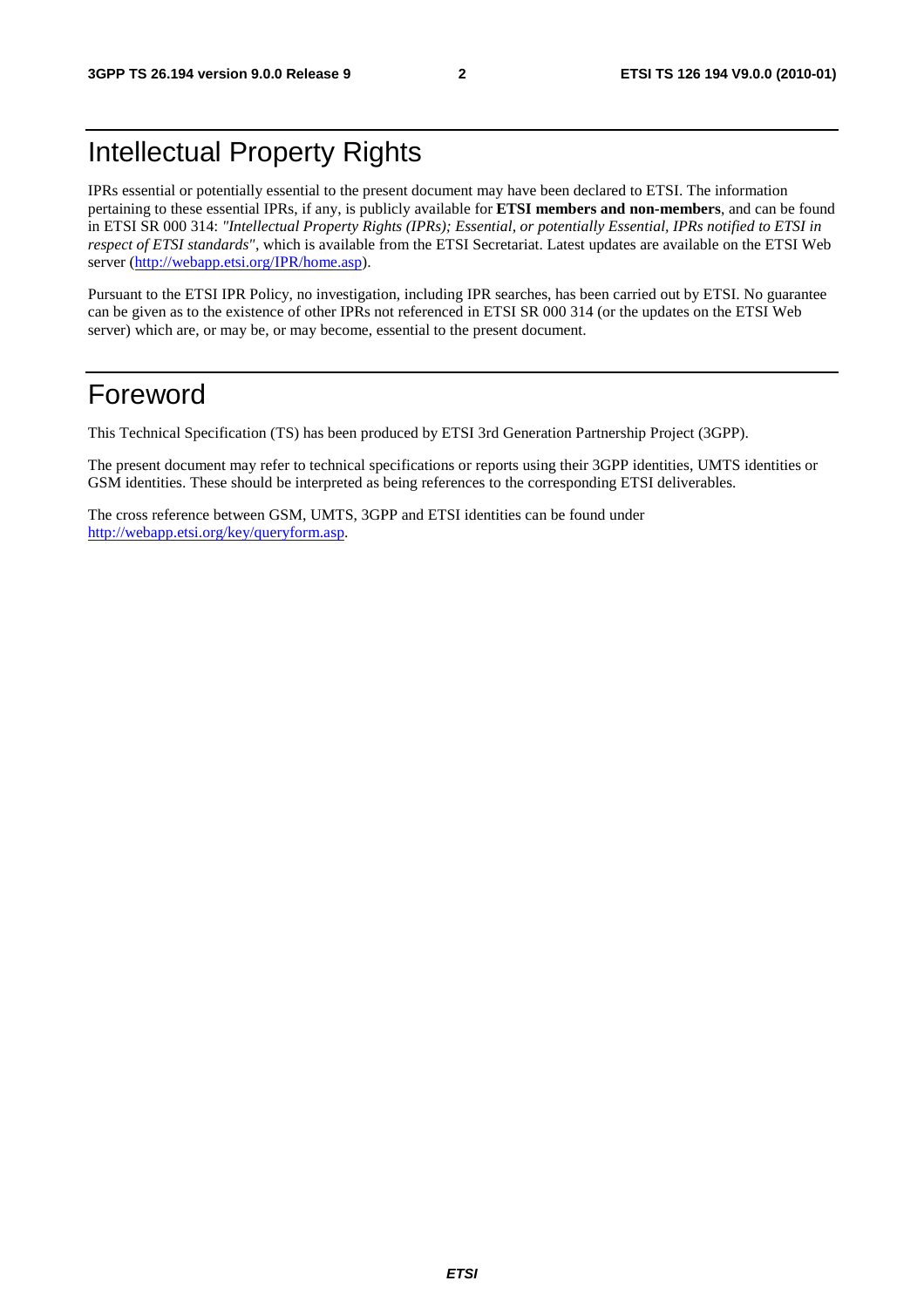# Intellectual Property Rights

IPRs essential or potentially essential to the present document may have been declared to ETSI. The information pertaining to these essential IPRs, if any, is publicly available for **ETSI members and non-members**, and can be found in ETSI SR 000 314: *"Intellectual Property Rights (IPRs); Essential, or potentially Essential, IPRs notified to ETSI in respect of ETSI standards"*, which is available from the ETSI Secretariat. Latest updates are available on the ETSI Web server (http://webapp.etsi.org/IPR/home.asp).

Pursuant to the ETSI IPR Policy, no investigation, including IPR searches, has been carried out by ETSI. No guarantee can be given as to the existence of other IPRs not referenced in ETSI SR 000 314 (or the updates on the ETSI Web server) which are, or may be, or may become, essential to the present document.

# Foreword

This Technical Specification (TS) has been produced by ETSI 3rd Generation Partnership Project (3GPP).

The present document may refer to technical specifications or reports using their 3GPP identities, UMTS identities or GSM identities. These should be interpreted as being references to the corresponding ETSI deliverables.

The cross reference between GSM, UMTS, 3GPP and ETSI identities can be found under http://webapp.etsi.org/key/queryform.asp.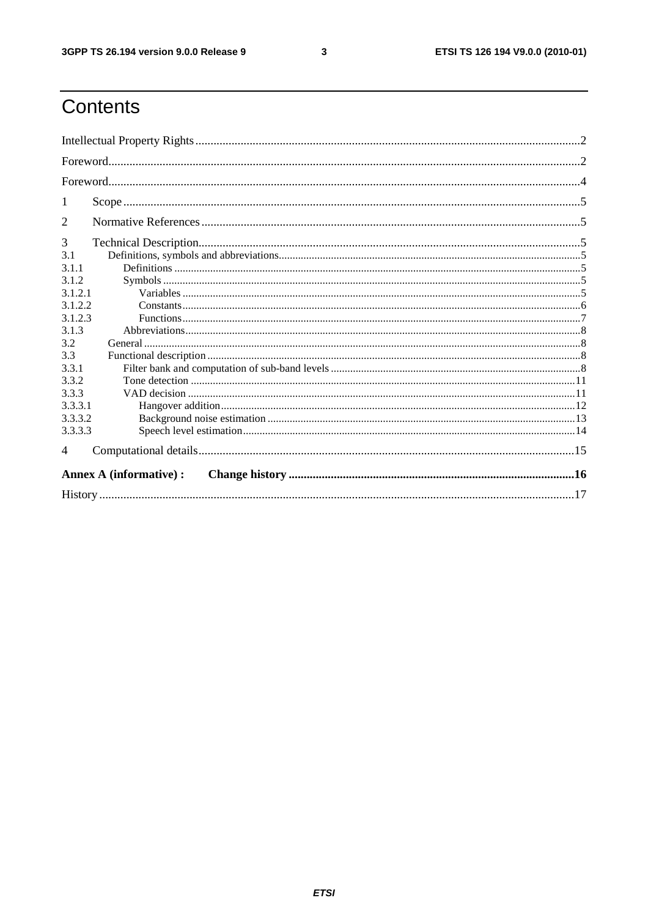# Contents

Intellectual Property Rights ..... 2

Foreword ..... 2

Foreword ..... 4

1 Scope ..... 5

2 Normative References ..... 5

3 Technical Description ..... 5

3.1 Definitions, symbols and abbreviations ..... 5

3.1.1 Definitions ..... 5

3.1.2 Symbols ..... 5

3.1.2.1 Variables ..... 5

3.1.2.2 Constants ..... 6

3.1.2.3 Functions ..... 7

3.1.3 Abbreviations ..... 8

3.2 General ..... 8

3.3 Functional description ..... 8

3.3.1 Filter bank and computation of sub-band levels ..... 8

3.3.2 Tone detection ..... 11

3.3.3 VAD decision ..... 11

3.3.3.1 Hangover addition ..... 12

3.3.3.2 Background noise estimation ..... 13

3.3.3.3 Speech level estimation ..... 14

4 Computational details ..... 15

**Annex A (informative) : Change history ..... 16**

History ..... 17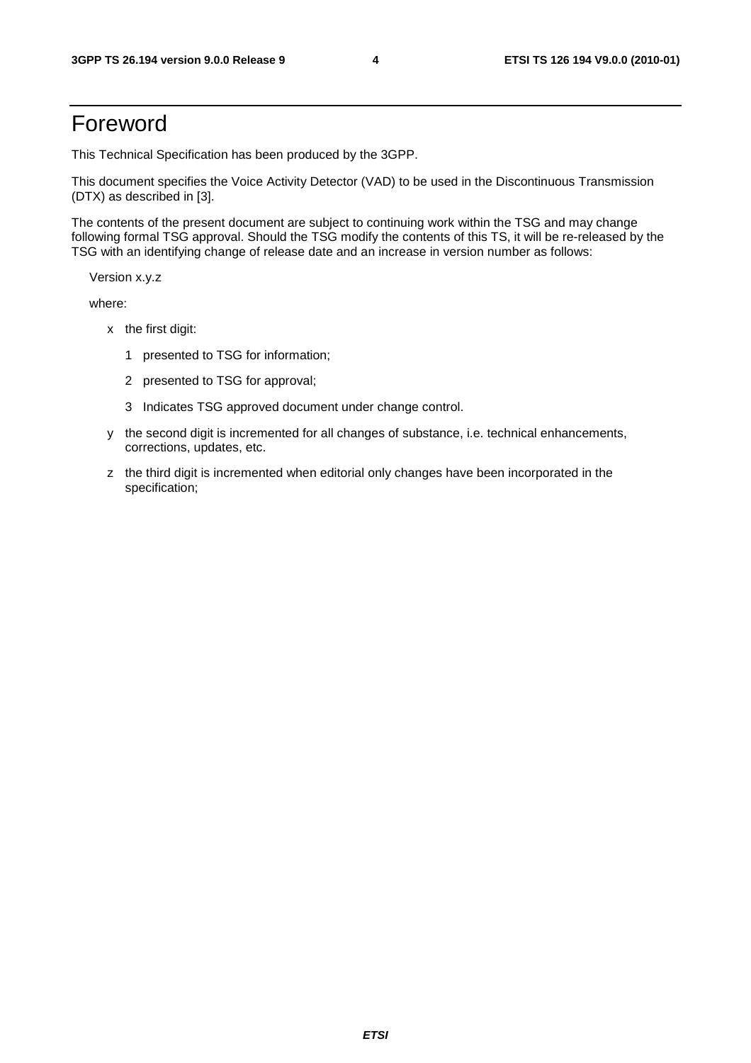# Foreword

This Technical Specification has been produced by the 3GPP.

This document specifies the Voice Activity Detector (VAD) to be used in the Discontinuous Transmission (DTX) as described in [3].

The contents of the present document are subject to continuing work within the TSG and may change following formal TSG approval. Should the TSG modify the contents of this TS, it will be re-released by the TSG with an identifying change of release date and an increase in version number as follows:

Version x.y.z

where:

- x the first digit:
  - 1 presented to TSG for information;
  - 2 presented to TSG for approval;
  - 3 Indicates TSG approved document under change control.
- y the second digit is incremented for all changes of substance, i.e. technical enhancements, corrections, updates, etc.
- z the third digit is incremented when editorial only changes have been incorporated in the specification;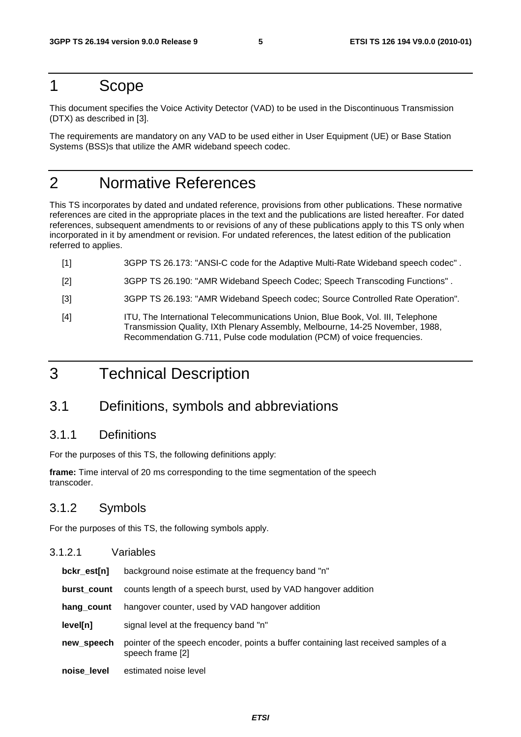# 1 Scope

This document specifies the Voice Activity Detector (VAD) to be used in the Discontinuous Transmission (DTX) as described in [3].

The requirements are mandatory on any VAD to be used either in User Equipment (UE) or Base Station Systems (BSS)s that utilize the AMR wideband speech codec.

# 2 Normative References

This TS incorporates by dated and undated reference, provisions from other publications. These normative references are cited in the appropriate places in the text and the publications are listed hereafter. For dated references, subsequent amendments to or revisions of any of these publications apply to this TS only when incorporated in it by amendment or revision. For undated references, the latest edition of the publication referred to applies.

[1] 3GPP TS 26.173: "ANSI-C code for the Adaptive Multi-Rate Wideband speech codec" .

[2] 3GPP TS 26.190: "AMR Wideband Speech Codec; Speech Transcoding Functions" .

[3] 3GPP TS 26.193: "AMR Wideband Speech codec; Source Controlled Rate Operation".

[4] ITU, The International Telecommunications Union, Blue Book, Vol. III, Telephone Transmission Quality, IXth Plenary Assembly, Melbourne, 14-25 November, 1988, Recommendation G.711, Pulse code modulation (PCM) of voice frequencies.

# 3 Technical Description

## 3.1 Definitions, symbols and abbreviations

### 3.1.1 Definitions

For the purposes of this TS, the following definitions apply:

**frame:** Time interval of 20 ms corresponding to the time segmentation of the speech transcoder.

### 3.1.2 Symbols

For the purposes of this TS, the following symbols apply.

#### 3.1.2.1 Variables

**bckr_est[n]** background noise estimate at the frequency band "n"

**burst_count** counts length of a speech burst, used by VAD hangover addition

**hang_count** hangover counter, used by VAD hangover addition

**level[n]** signal level at the frequency band "n"

**new_speech** pointer of the speech encoder, points a buffer containing last received samples of a speech frame [2]

**noise_level** estimated noise level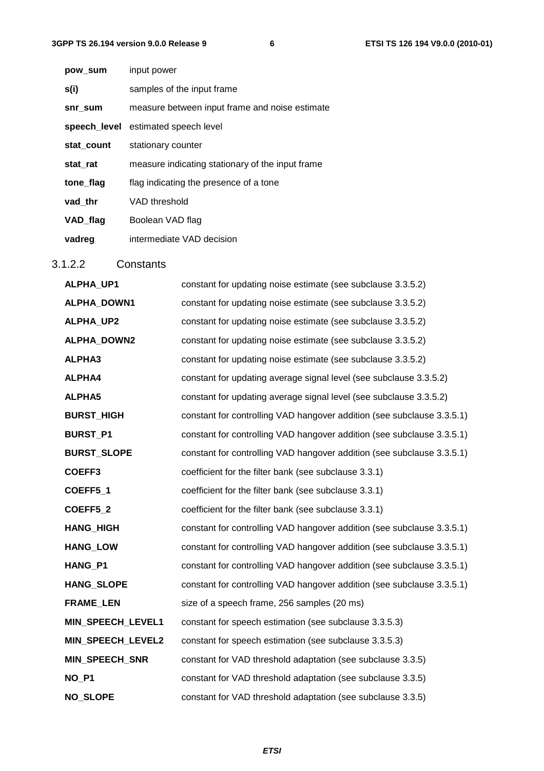**pow_sum** input power

**s(i)** samples of the input frame

**snr_sum** measure between input frame and noise estimate

**speech_level** estimated speech level

**stat_count** stationary counter

**stat_rat** measure indicating stationary of the input frame

**tone_flag** flag indicating the presence of a tone

**vad_thr** VAD threshold

**VAD_flag** Boolean VAD flag

**vadreg** intermediate VAD decision

#### 3.1.2.2 Constants

**ALPHA_UP1** constant for updating noise estimate (see subclause 3.3.5.2)

**ALPHA_DOWN1** constant for updating noise estimate (see subclause 3.3.5.2)

**ALPHA_UP2** constant for updating noise estimate (see subclause 3.3.5.2)

**ALPHA_DOWN2** constant for updating noise estimate (see subclause 3.3.5.2)

**ALPHA3** constant for updating noise estimate (see subclause 3.3.5.2)

**ALPHA4** constant for updating average signal level (see subclause 3.3.5.2)

**ALPHA5** constant for updating average signal level (see subclause 3.3.5.2)

**BURST_HIGH** constant for controlling VAD hangover addition (see subclause 3.3.5.1)

**BURST_P1** constant for controlling VAD hangover addition (see subclause 3.3.5.1)

**BURST_SLOPE** constant for controlling VAD hangover addition (see subclause 3.3.5.1)

**COEFF3** coefficient for the filter bank (see subclause 3.3.1)

**COEFF5_1** coefficient for the filter bank (see subclause 3.3.1)

**COEFF5_2** coefficient for the filter bank (see subclause 3.3.1)

**HANG_HIGH** constant for controlling VAD hangover addition (see subclause 3.3.5.1)

**HANG_LOW** constant for controlling VAD hangover addition (see subclause 3.3.5.1)

**HANG_P1** constant for controlling VAD hangover addition (see subclause 3.3.5.1)

**HANG_SLOPE** constant for controlling VAD hangover addition (see subclause 3.3.5.1)

**FRAME_LEN** size of a speech frame, 256 samples (20 ms)

**MIN_SPEECH_LEVEL1** constant for speech estimation (see subclause 3.3.5.3)

**MIN_SPEECH_LEVEL2** constant for speech estimation (see subclause 3.3.5.3)

**MIN_SPEECH_SNR** constant for VAD threshold adaptation (see subclause 3.3.5)

**NO_P1** constant for VAD threshold adaptation (see subclause 3.3.5)

**NO_SLOPE** constant for VAD threshold adaptation (see subclause 3.3.5)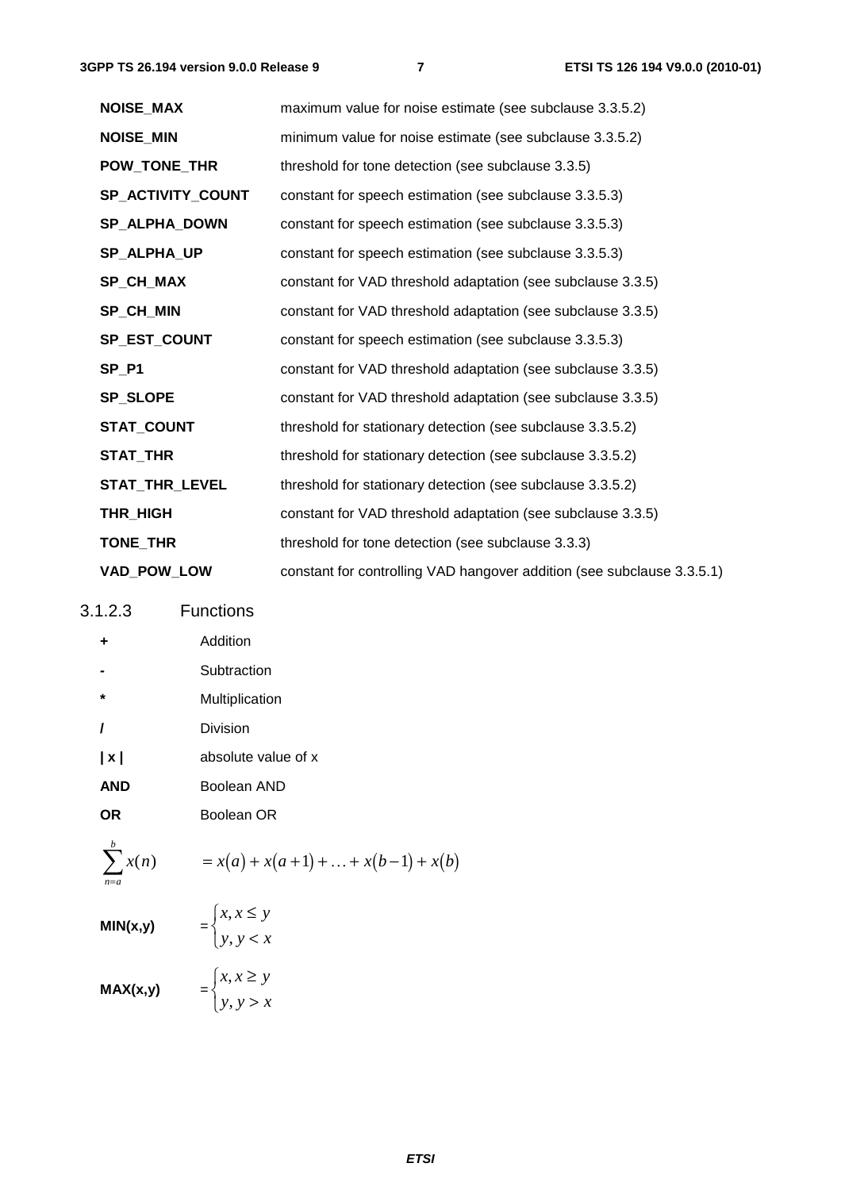| | |
|---|---|
| **NOISE_MAX** | maximum value for noise estimate (see subclause 3.3.5.2) |
| **NOISE_MIN** | minimum value for noise estimate (see subclause 3.3.5.2) |
| **POW_TONE_THR** | threshold for tone detection (see subclause 3.3.5) |
| **SP_ACTIVITY_COUNT** | constant for speech estimation (see subclause 3.3.5.3) |
| **SP_ALPHA_DOWN** | constant for speech estimation (see subclause 3.3.5.3) |
| **SP_ALPHA_UP** | constant for speech estimation (see subclause 3.3.5.3) |
| **SP_CH_MAX** | constant for VAD threshold adaptation (see subclause 3.3.5) |
| **SP_CH_MIN** | constant for VAD threshold adaptation (see subclause 3.3.5) |
| **SP_EST_COUNT** | constant for speech estimation (see subclause 3.3.5.3) |
| **SP_P1** | constant for VAD threshold adaptation (see subclause 3.3.5) |
| **SP_SLOPE** | constant for VAD threshold adaptation (see subclause 3.3.5) |
| **STAT_COUNT** | threshold for stationary detection (see subclause 3.3.5.2) |
| **STAT_THR** | threshold for stationary detection (see subclause 3.3.5.2) |
| **STAT_THR_LEVEL** | threshold for stationary detection (see subclause 3.3.5.2) |
| **THR_HIGH** | constant for VAD threshold adaptation (see subclause 3.3.5) |
| **TONE_THR** | threshold for tone detection (see subclause 3.3.3) |
| **VAD_POW_LOW** | constant for controlling VAD hangover addition (see subclause 3.3.5.1) |

### 3.1.2.3 Functions

| | |
|---|---|
| **+** | Addition |
| **-** | Subtraction |
| ***** | Multiplication |
| **/** | Division |
| **\| x \|** | absolute value of x |
| **AND** | Boolean AND |
| **OR** | Boolean OR |

$$\sum_{n=a}^{b} x(n) = x(a) + x(a+1) + \ldots + x(b-1) + x(b)$$

**MIN(x,y)** $= \begin{cases} x, x \le y \\ y, y < x \end{cases}$

**MAX(x,y)** $= \begin{cases} x, x \ge y \\ y, y > x \end{cases}$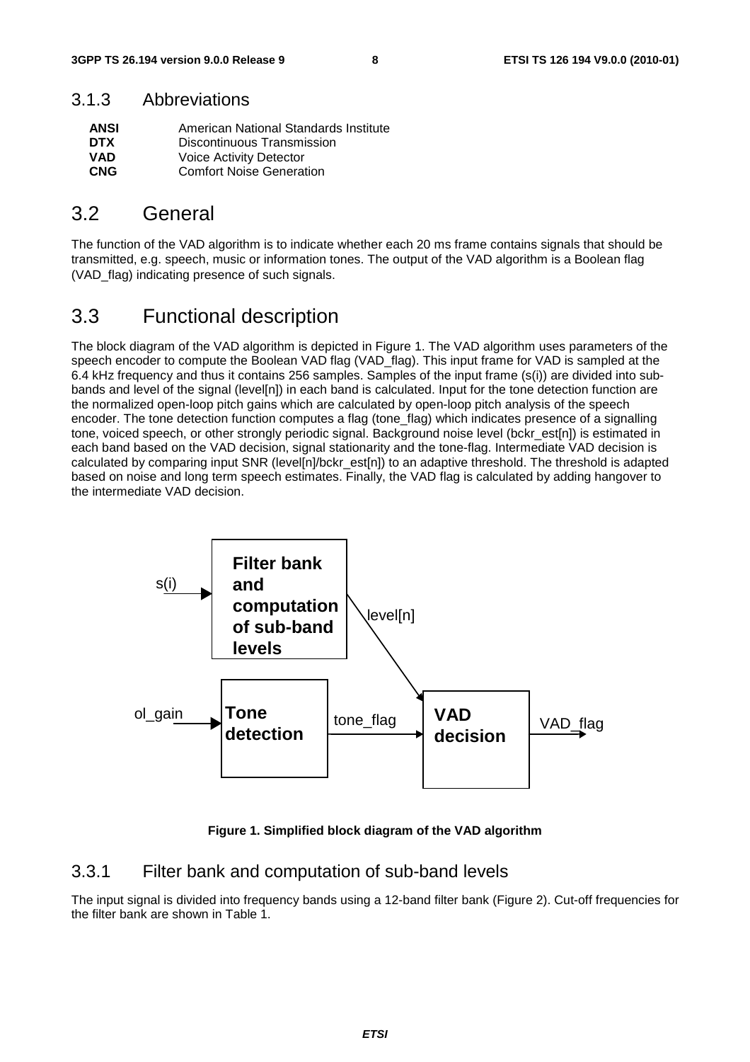### 3.1.3 Abbreviations

| | |
|---|---|
| **ANSI** | American National Standards Institute |
| **DTX** | Discontinuous Transmission |
| **VAD** | Voice Activity Detector |
| **CNG** | Comfort Noise Generation |

## 3.2 General

The function of the VAD algorithm is to indicate whether each 20 ms frame contains signals that should be transmitted, e.g. speech, music or information tones. The output of the VAD algorithm is a Boolean flag (VAD_flag) indicating presence of such signals.

## 3.3 Functional description

The block diagram of the VAD algorithm is depicted in Figure 1. The VAD algorithm uses parameters of the speech encoder to compute the Boolean VAD flag (VAD_flag). This input frame for VAD is sampled at the 6.4 kHz frequency and thus it contains 256 samples. Samples of the input frame (s(i)) are divided into sub-bands and level of the signal (level[n]) in each band is calculated. Input for the tone detection function are the normalized open-loop pitch gains which are calculated by open-loop pitch analysis of the speech encoder. The tone detection function computes a flag (tone_flag) which indicates presence of a signalling tone, voiced speech, or other strongly periodic signal. Background noise level (bckr_est[n]) is estimated in each band based on the VAD decision, signal stationarity and the tone-flag. Intermediate VAD decision is calculated by comparing input SNR (level[n]/bckr_est[n]) to an adaptive threshold. The threshold is adapted based on noise and long term speech estimates. Finally, the VAD flag is calculated by adding hangover to the intermediate VAD decision.

**Figure 1. Simplified block diagram of the VAD algorithm**

### 3.3.1 Filter bank and computation of sub-band levels

The input signal is divided into frequency bands using a 12-band filter bank (Figure 2). Cut-off frequencies for the filter bank are shown in Table 1.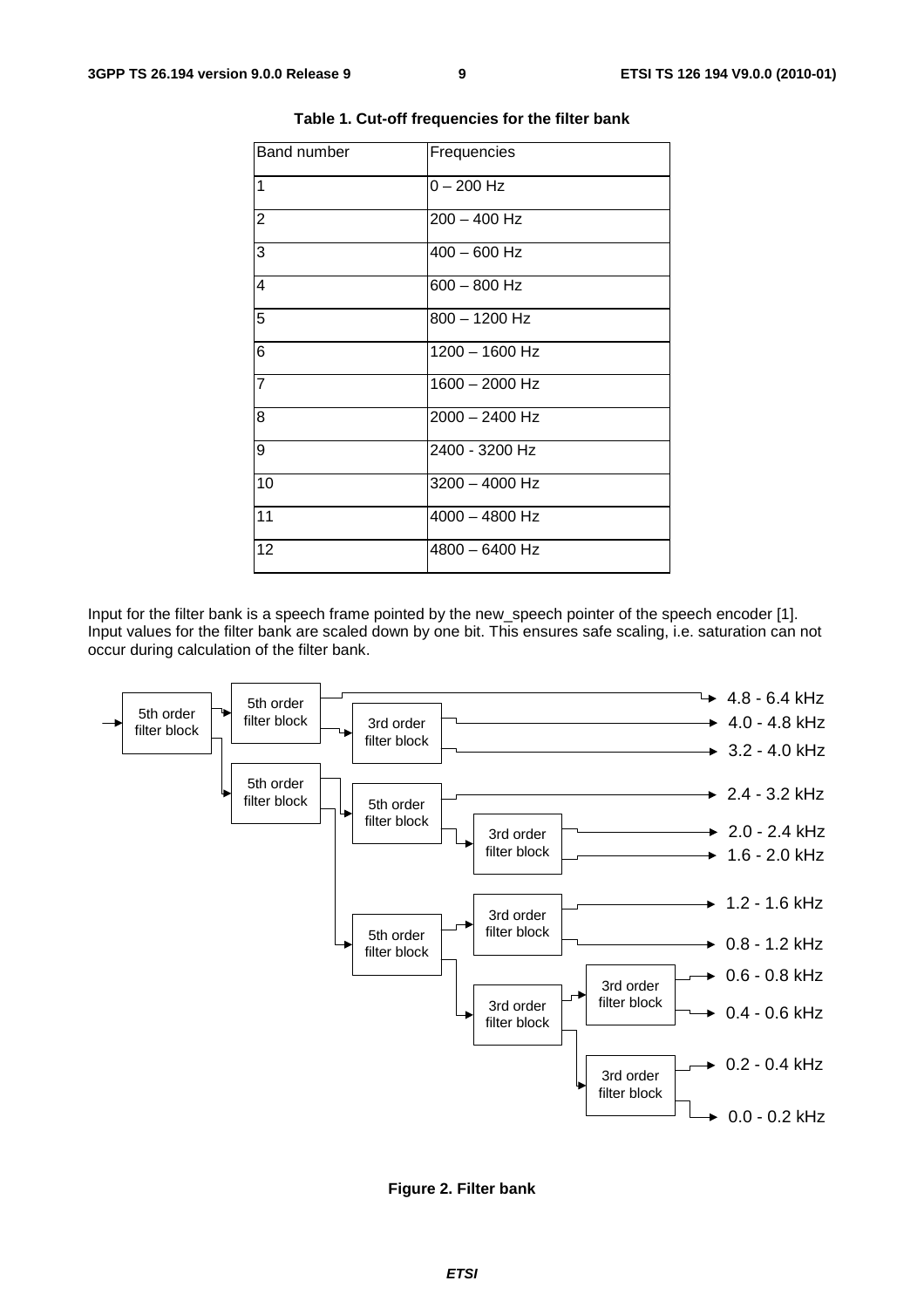**Table 1. Cut-off frequencies for the filter bank**

| Band number | Frequencies |
|---|---|
| 1 | 0 – 200 Hz |
| 2 | 200 – 400 Hz |
| 3 | 400 – 600 Hz |
| 4 | 600 – 800 Hz |
| 5 | 800 – 1200 Hz |
| 6 | 1200 – 1600 Hz |
| 7 | 1600 – 2000 Hz |
| 8 | 2000 – 2400 Hz |
| 9 | 2400 - 3200 Hz |
| 10 | 3200 – 4000 Hz |
| 11 | 4000 – 4800 Hz |
| 12 | 4800 – 6400 Hz |

Input for the filter bank is a speech frame pointed by the new_speech pointer of the speech encoder [1]. Input values for the filter bank are scaled down by one bit. This ensures safe scaling, i.e. saturation can not occur during calculation of the filter bank.

**Figure 2. Filter bank**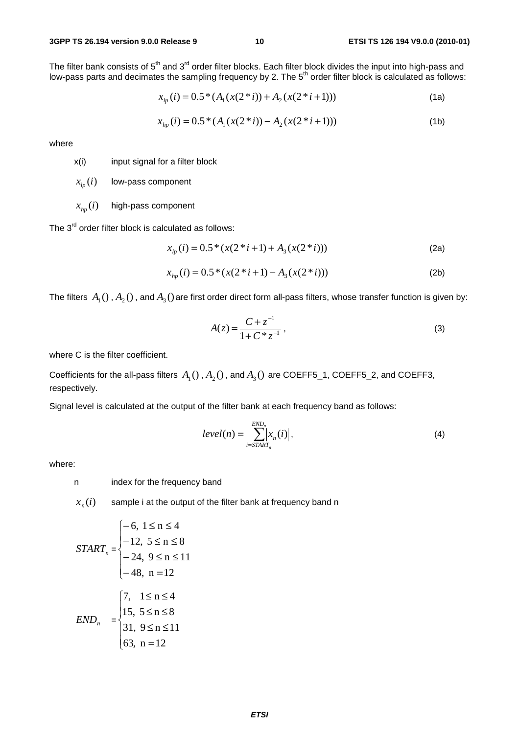The filter bank consists of 5th and 3rd order filter blocks. Each filter block divides the input into high-pass and low-pass parts and decimates the sampling frequency by 2. The 5th order filter block is calculated as follows:

$$x_{lp}(i) = 0.5 * (A_1(x(2*i)) + A_2(x(2*i+1))) \tag{1a}$$

$$x_{hp}(i) = 0.5 * (A_1(x(2*i)) - A_2(x(2*i+1))) \tag{1b}$$

where

- x(i) input signal for a filter block
- $x_{lp}(i)$ low-pass component
- $x_{hp}(i)$ high-pass component

The 3rd order filter block is calculated as follows:

$$x_{lp}(i) = 0.5 * (x(2*i+1) + A_3(x(2*i))) \tag{2a}$$

$$x_{hp}(i) = 0.5 * (x(2*i+1) - A_3(x(2*i))) \tag{2b}$$

The filters $A_1()$, $A_2()$, and $A_3()$ are first order direct form all-pass filters, whose transfer function is given by:

$$A(z) = \frac{C + z^{-1}}{1 + C * z^{-1}}, \tag{3}$$

where C is the filter coefficient.

Coefficients for the all-pass filters $A_1()$, $A_2()$, and $A_3()$ are COEFF5_1, COEFF5_2, and COEFF3, respectively.

Signal level is calculated at the output of the filter bank at each frequency band as follows:

$$level(n) = \sum_{i=START_n}^{END_n} |x_n(i)|, \tag{4}$$

where:

- n index for the frequency band
- $x_n(i)$ sample i at the output of the filter bank at frequency band n

$$START_n = \begin{cases} -6, & 1 \le n \le 4 \\ -12, & 5 \le n \le 8 \\ -24, & 9 \le n \le 11 \\ -48, & n = 12 \end{cases}$$

$$END_n = \begin{cases} 7, & 1 \le n \le 4 \\ 15, & 5 \le n \le 8 \\ 31, & 9 \le n \le 11 \\ 63, & n = 12 \end{cases}$$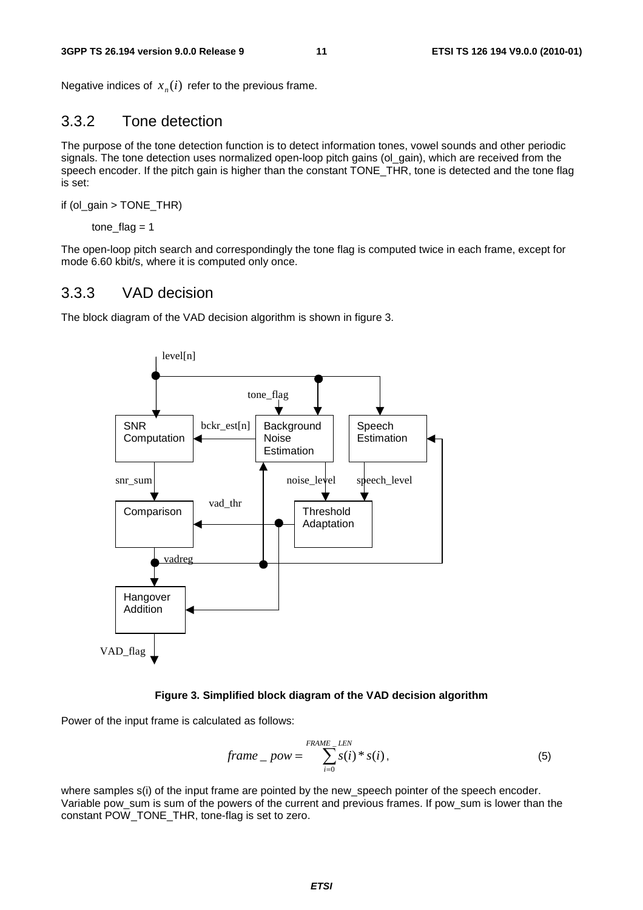Negative indices of $x_n(i)$ refer to the previous frame.

### 3.3.2 Tone detection

The purpose of the tone detection function is to detect information tones, vowel sounds and other periodic signals. The tone detection uses normalized open-loop pitch gains (ol_gain), which are received from the speech encoder. If the pitch gain is higher than the constant TONE_THR, tone is detected and the tone flag is set:

```
if (ol_gain > TONE_THR)

    tone_flag = 1
```

The open-loop pitch search and correspondingly the tone flag is computed twice in each frame, except for mode 6.60 kbit/s, where it is computed only once.

### 3.3.3 VAD decision

The block diagram of the VAD decision algorithm is shown in figure 3.

**Figure 3. Simplified block diagram of the VAD decision algorithm**

Power of the input frame is calculated as follows:

$$frame\_pow = \sum_{i=0}^{FRAME\_LEN} s(i) * s(i), \tag{5}$$

where samples s(i) of the input frame are pointed by the new_speech pointer of the speech encoder. Variable pow_sum is sum of the powers of the current and previous frames. If pow_sum is lower than the constant POW_TONE_THR, tone-flag is set to zero.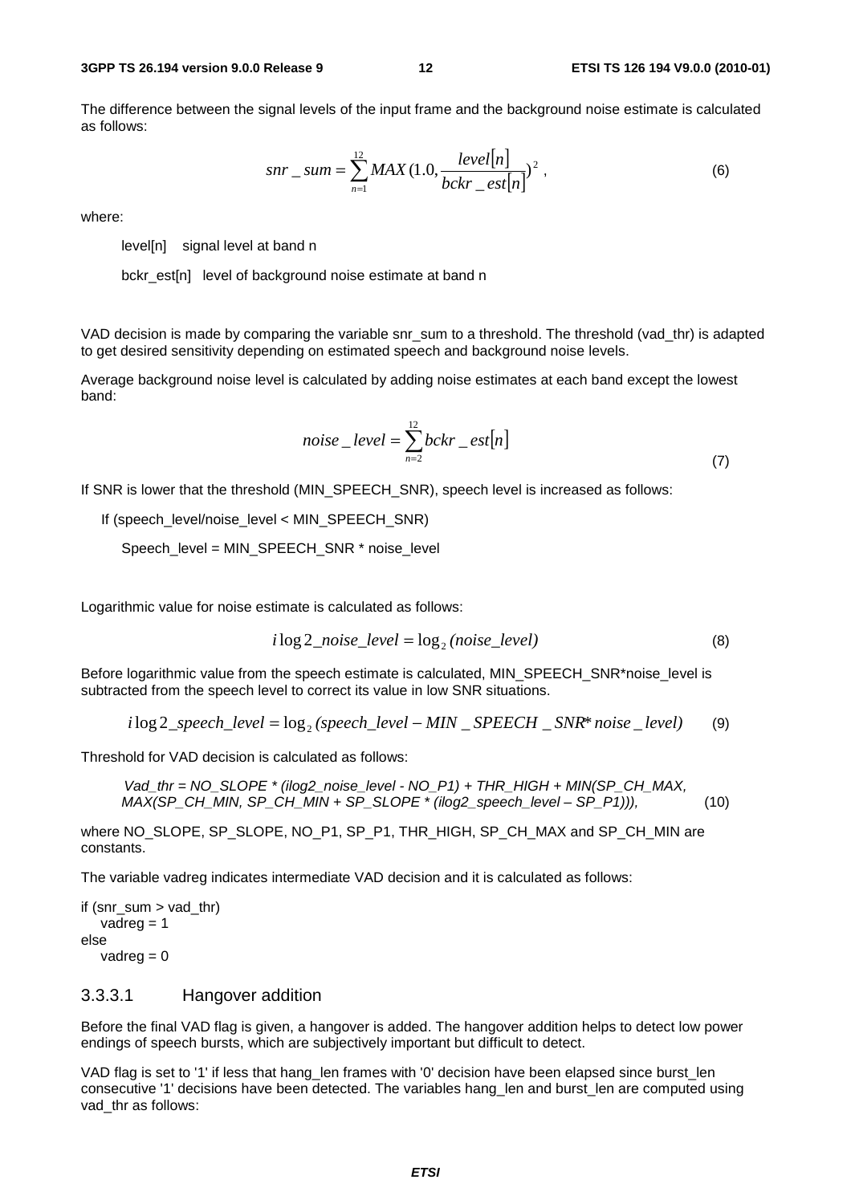The difference between the signal levels of the input frame and the background noise estimate is calculated as follows:

$$snr\_sum = \sum_{n=1}^{12} MAX(1.0, \frac{level[n]}{bckr\_est[n]})^2 , \tag{6}$$

where:

level[n]  signal level at band n

bckr_est[n]  level of background noise estimate at band n

VAD decision is made by comparing the variable snr_sum to a threshold. The threshold (vad_thr) is adapted to get desired sensitivity depending on estimated speech and background noise levels.

Average background noise level is calculated by adding noise estimates at each band except the lowest band:

$$noise\_level = \sum_{n=2}^{12} bckr\_est[n] \tag{7}$$

If SNR is lower that the threshold (MIN_SPEECH_SNR), speech level is increased as follows:

If (speech_level/noise_level < MIN_SPEECH_SNR)

Speech_level = MIN_SPEECH_SNR * noise_level

Logarithmic value for noise estimate is calculated as follows:

$$i\log 2\_noise\_level = \log_2 (noise\_level) \tag{8}$$

Before logarithmic value from the speech estimate is calculated, MIN_SPEECH_SNR*noise_level is subtracted from the speech level to correct its value in low SNR situations.

$$i\log 2\_speech\_level = \log_2 (speech\_level - MIN\_SPEECH\_SNR * noise\_level) \tag{9}$$

Threshold for VAD decision is calculated as follows:

*Vad_thr = NO_SLOPE * (ilog2_noise_level - NO_P1) + THR_HIGH + MIN(SP_CH_MAX, MAX(SP_CH_MIN, SP_CH_MIN + SP_SLOPE * (ilog2_speech_level – SP_P1))),* (10)

where NO_SLOPE, SP_SLOPE, NO_P1, SP_P1, THR_HIGH, SP_CH_MAX and SP_CH_MIN are constants.

The variable vadreg indicates intermediate VAD decision and it is calculated as follows:

```
if (snr_sum > vad_thr)
   vadreg = 1
else
   vadreg = 0
```

### 3.3.3.1 Hangover addition

Before the final VAD flag is given, a hangover is added. The hangover addition helps to detect low power endings of speech bursts, which are subjectively important but difficult to detect.

VAD flag is set to '1' if less that hang_len frames with '0' decision have been elapsed since burst_len consecutive '1' decisions have been detected. The variables hang_len and burst_len are computed using vad_thr as follows: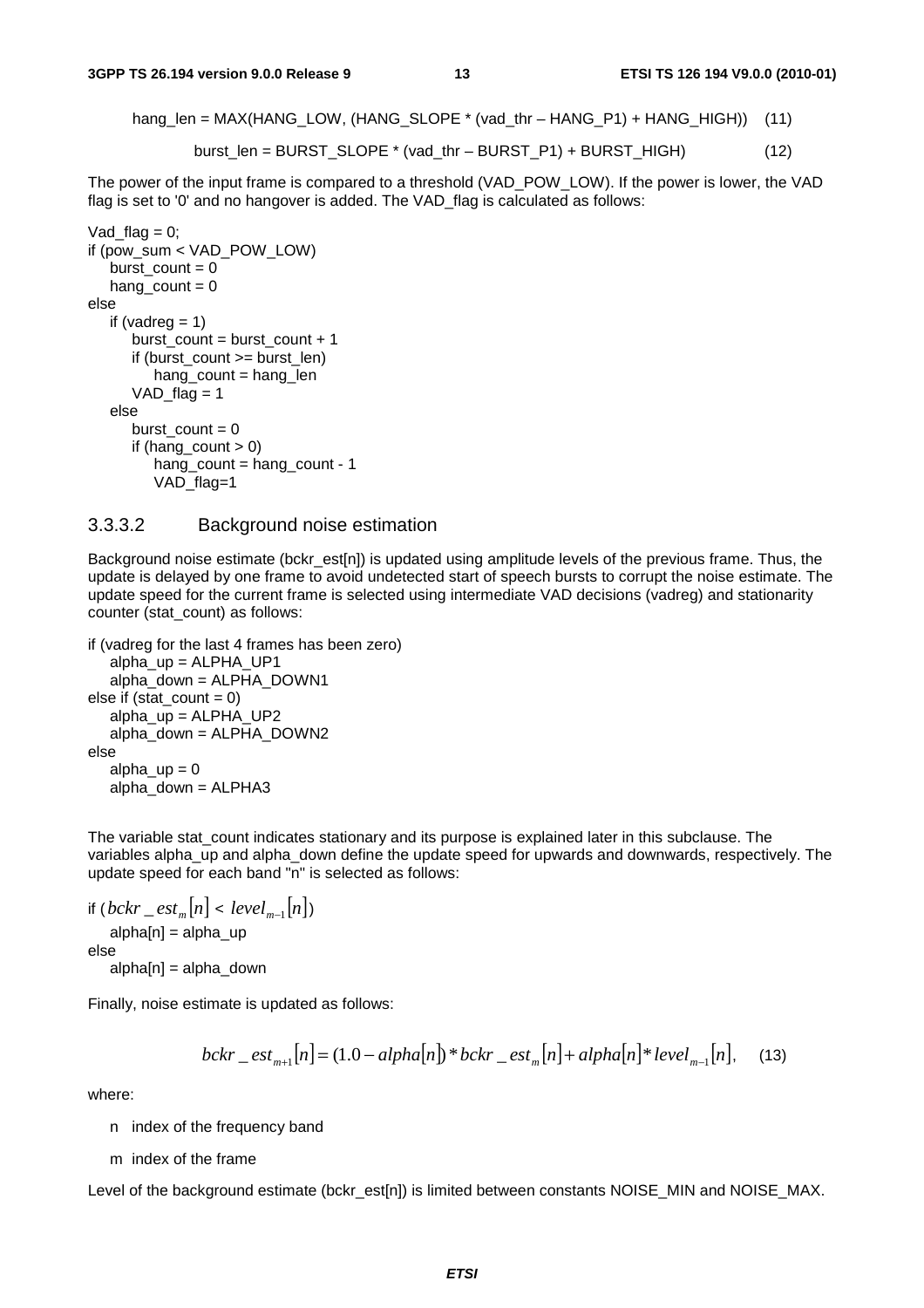hang_len = MAX(HANG_LOW, (HANG_SLOPE * (vad_thr – HANG_P1) + HANG_HIGH)) (11)

burst_len = BURST_SLOPE * (vad_thr – BURST_P1) + BURST_HIGH) (12)

The power of the input frame is compared to a threshold (VAD_POW_LOW). If the power is lower, the VAD flag is set to '0' and no hangover is added. The VAD_flag is calculated as follows:

```
Vad_flag = 0;
if (pow_sum < VAD_POW_LOW)
    burst_count = 0
    hang_count = 0
else
    if (vadreg = 1)
        burst_count = burst_count + 1
        if (burst_count >= burst_len)
            hang_count = hang_len
        VAD_flag = 1
    else
        burst_count = 0
        if (hang_count > 0)
            hang_count = hang_count - 1
            VAD_flag=1
```

### 3.3.3.2 Background noise estimation

Background noise estimate (bckr_est[n]) is updated using amplitude levels of the previous frame. Thus, the update is delayed by one frame to avoid undetected start of speech bursts to corrupt the noise estimate. The update speed for the current frame is selected using intermediate VAD decisions (vadreg) and stationarity counter (stat_count) as follows:

```
if (vadreg for the last 4 frames has been zero)
    alpha_up = ALPHA_UP1
    alpha_down = ALPHA_DOWN1
else if (stat_count = 0)
    alpha_up = ALPHA_UP2
    alpha_down = ALPHA_DOWN2
else
    alpha_up = 0
    alpha_down = ALPHA3
```

The variable stat_count indicates stationary and its purpose is explained later in this subclause. The variables alpha_up and alpha_down define the update speed for upwards and downwards, respectively. The update speed for each band "n" is selected as follows:

if ( $bckr\_est_m[n] < level_{m-1}[n]$ )
    alpha[n] = alpha_up
else
    alpha[n] = alpha_down

Finally, noise estimate is updated as follows:

$$bckr\_est_{m+1}[n] = (1.0 - alpha[n]) * bckr\_est_m[n] + alpha[n] * level_{m-1}[n], \quad (13)$$

where:

- n index of the frequency band
- m index of the frame

Level of the background estimate (bckr_est[n]) is limited between constants NOISE_MIN and NOISE_MAX.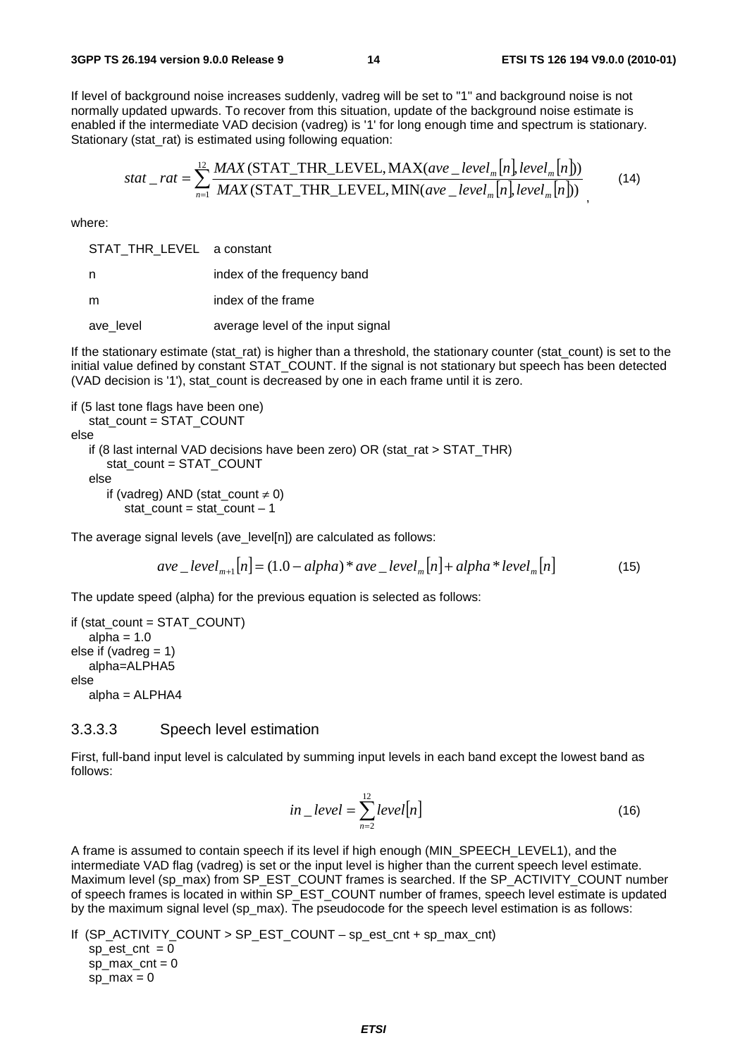If level of background noise increases suddenly, vadreg will be set to "1" and background noise is not normally updated upwards. To recover from this situation, update of the background noise estimate is enabled if the intermediate VAD decision (vadreg) is '1' for long enough time and spectrum is stationary. Stationary (stat_rat) is estimated using following equation:

$$stat\_rat = \sum_{n=1}^{12} \frac{MAX(\text{STAT\_THR\_LEVEL}, \text{MAX}(ave\_level_m[n], level_m[n]))}{MAX(\text{STAT\_THR\_LEVEL}, \text{MIN}(ave\_level_m[n], level_m[n]))} , \qquad (14)$$

where:

| | |
|---|---|
| STAT_THR_LEVEL | a constant |
| n | index of the frequency band |
| m | index of the frame |
| ave_level | average level of the input signal |

If the stationary estimate (stat_rat) is higher than a threshold, the stationary counter (stat_count) is set to the initial value defined by constant STAT_COUNT. If the signal is not stationary but speech has been detected (VAD decision is '1'), stat_count is decreased by one in each frame until it is zero.

```
if (5 last tone flags have been one)
    stat_count = STAT_COUNT
else
    if (8 last internal VAD decisions have been zero) OR (stat_rat > STAT_THR)
        stat_count = STAT_COUNT
    else
        if (vadreg) AND (stat_count ≠ 0)
            stat_count = stat_count – 1
```

The average signal levels (ave_level[n]) are calculated as follows:

$$ave\_level_{m+1}[n] = (1.0 - alpha) * ave\_level_m[n] + alpha * level_m[n] \qquad (15)$$

The update speed (alpha) for the previous equation is selected as follows:

```
if (stat_count = STAT_COUNT)
    alpha = 1.0
else if (vadreg = 1)
    alpha=ALPHA5
else
    alpha = ALPHA4
```

### 3.3.3.3 Speech level estimation

First, full-band input level is calculated by summing input levels in each band except the lowest band as follows:

$$in\_level = \sum_{n=2}^{12} level[n] \qquad (16)$$

A frame is assumed to contain speech if its level if high enough (MIN_SPEECH_LEVEL1), and the intermediate VAD flag (vadreg) is set or the input level is higher than the current speech level estimate. Maximum level (sp_max) from SP_EST_COUNT frames is searched. If the SP_ACTIVITY_COUNT number of speech frames is located in within SP_EST_COUNT number of frames, speech level estimate is updated by the maximum signal level (sp_max). The pseudocode for the speech level estimation is as follows:

```
If  (SP_ACTIVITY_COUNT > SP_EST_COUNT – sp_est_cnt + sp_max_cnt)
    sp_est_cnt  = 0
    sp_max_cnt = 0
    sp_max = 0
```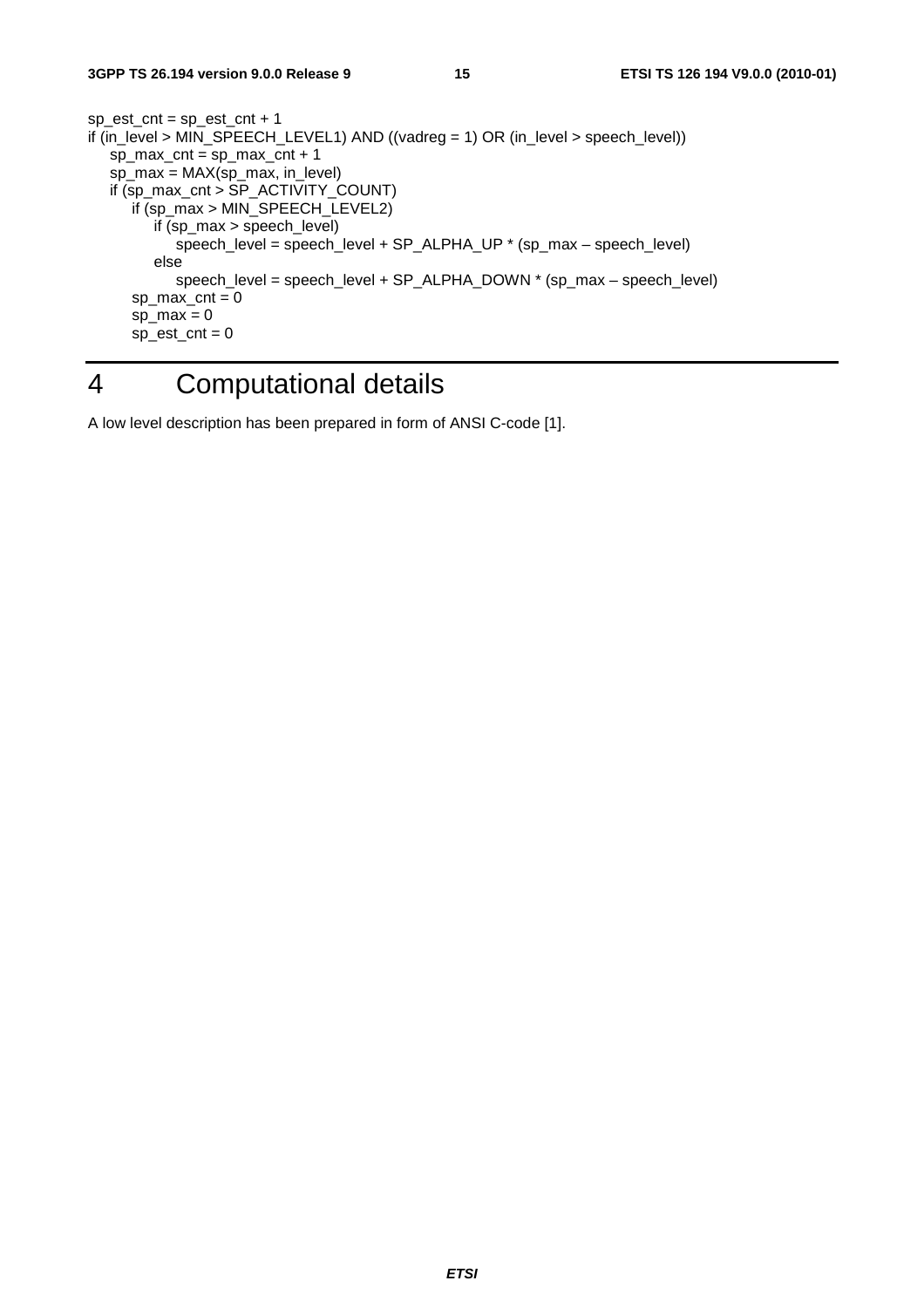```
sp_est_cnt = sp_est_cnt + 1
if (in_level > MIN_SPEECH_LEVEL1) AND ((vadreg = 1) OR (in_level > speech_level))
    sp_max_cnt = sp_max_cnt + 1
    sp_max = MAX(sp_max, in_level)
    if (sp_max_cnt > SP_ACTIVITY_COUNT)
        if (sp_max > MIN_SPEECH_LEVEL2)
            if (sp_max > speech_level)
                speech_level = speech_level + SP_ALPHA_UP * (sp_max – speech_level)
            else
                speech_level = speech_level + SP_ALPHA_DOWN * (sp_max – speech_level)
        sp_max_cnt = 0
        sp_max = 0
        sp_est_cnt = 0
```

# 4 Computational details

A low level description has been prepared in form of ANSI C-code [1].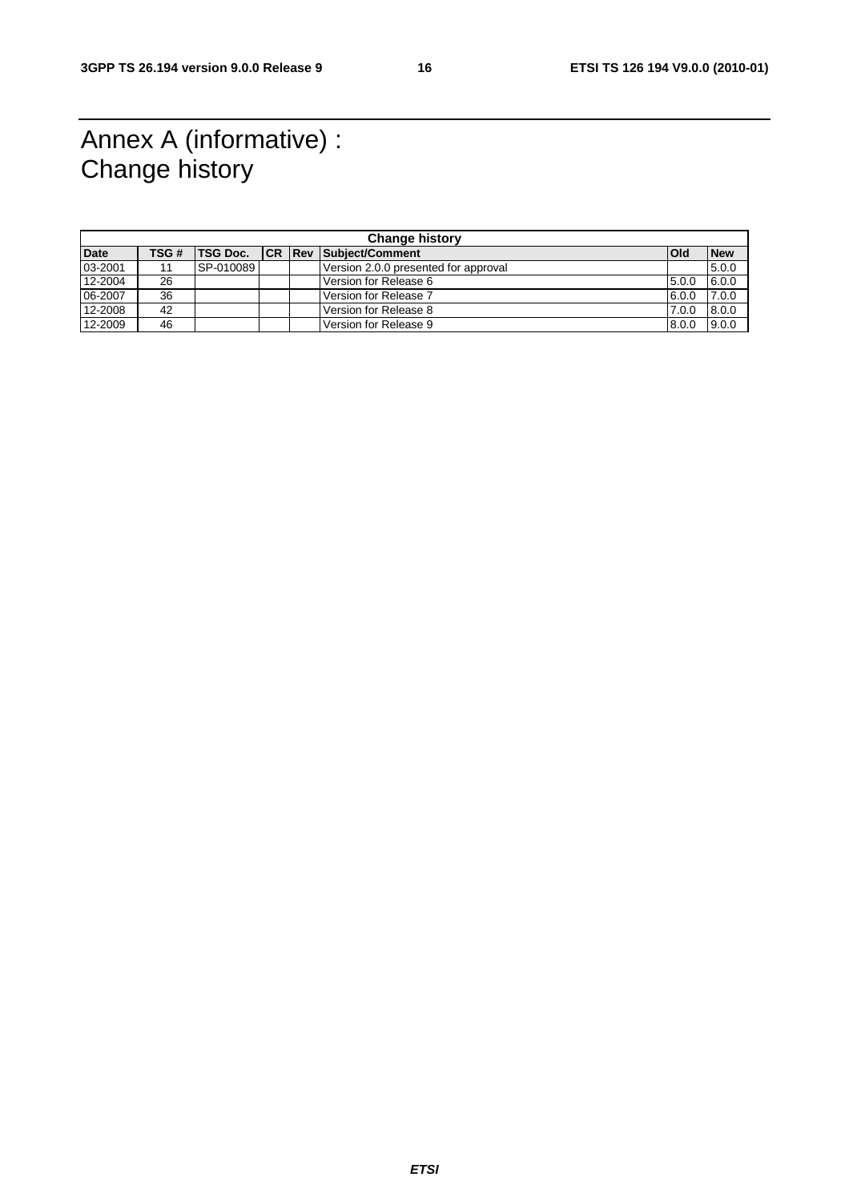# Annex A (informative) : Change history

| Change history | | | | | | | |
|---|---|---|---|---|---|---|---|
| **Date** | **TSG #** | **TSG Doc.** | **CR** | **Rev** | **Subject/Comment** | **Old** | **New** |
| 03-2001 | 11 | SP-010089 | | | Version 2.0.0 presented for approval | | 5.0.0 |
| 12-2004 | 26 | | | | Version for Release 6 | 5.0.0 | 6.0.0 |
| 06-2007 | 36 | | | | Version for Release 7 | 6.0.0 | 7.0.0 |
| 12-2008 | 42 | | | | Version for Release 8 | 7.0.0 | 8.0.0 |
| 12-2009 | 46 | | | | Version for Release 9 | 8.0.0 | 9.0.0 |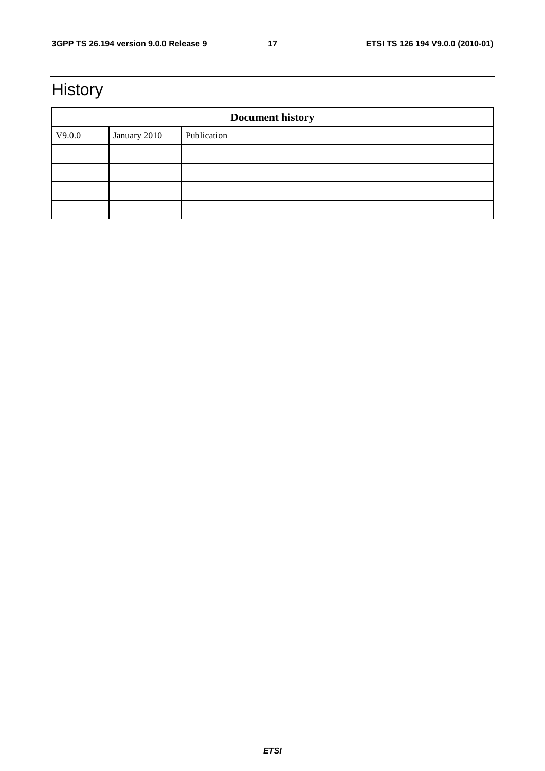# History

| Document history | | |
| --- | --- | --- |
| V9.0.0 | January 2010 | Publication |
| | | |
| | | |
| | | |
| | | |